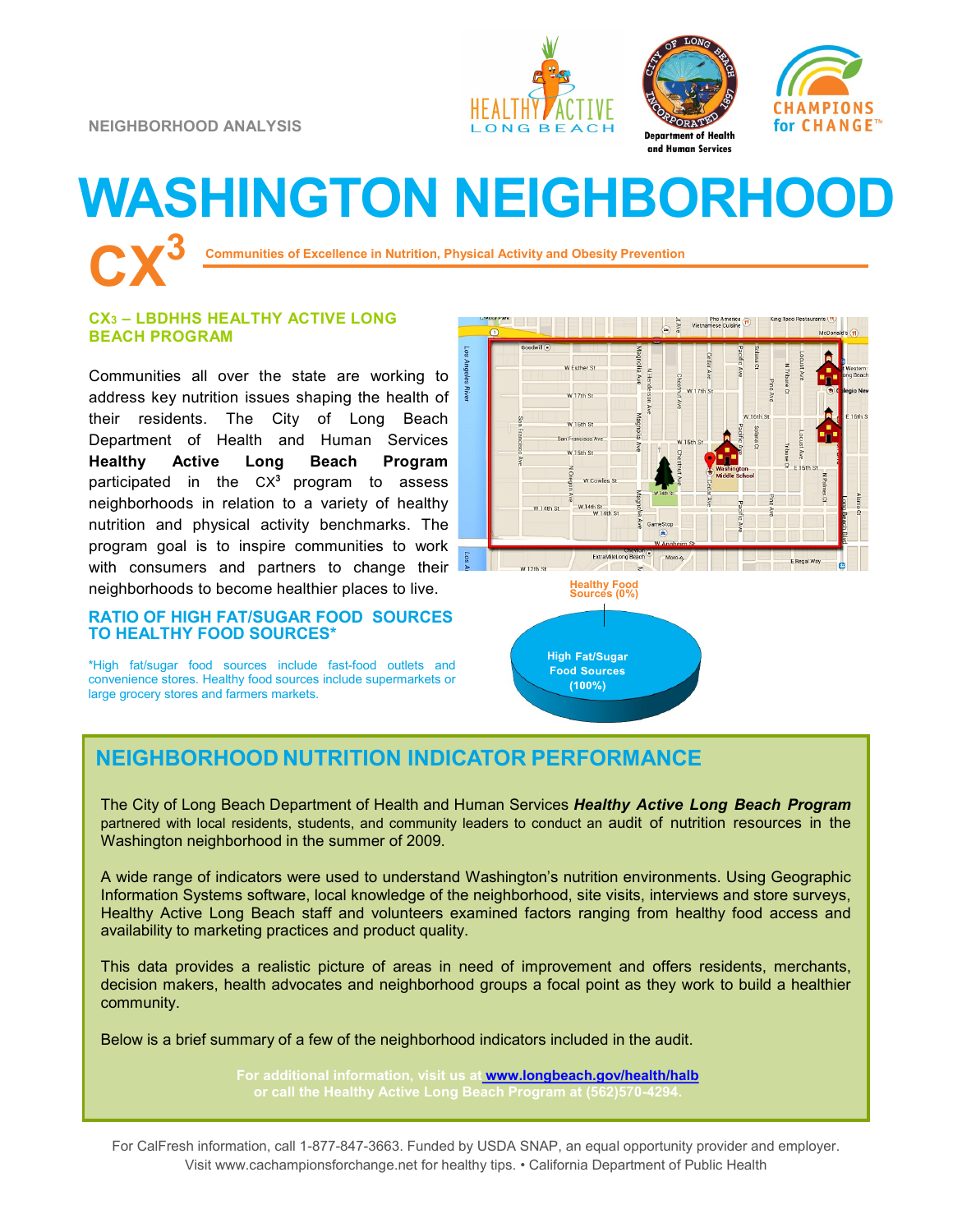NEIGHBORHOOD ANALYSIS

# WASHINGTON NEIGHBORHOOD

**CX[3]** Communities of Excellence in Nutrition, Physical Activity and Obesity Prevention

### CX3 – LBDHHS HEALTHY ACTIVE LONG BEACH PROGRAM

Communities all over the state are working to address key nutrition issues shaping the health of their residents. The City of Long Beach Department of Health and Human Services **Healthy Active Long Beach Program** participated in the CX[3] program to assess neighborhoods in relation to a variety of healthy nutrition and physical activity benchmarks. The program goal is to inspire communities to work with consumers and partners to change their neighborhoods to become healthier places to live.

### RATIO OF HIGH FAT/SUGAR FOOD SOURCES TO HEALTHY FOOD SOURCES*

*High fat/sugar food sources include fast-food outlets and convenience stores. Healthy food sources include supermarkets or large grocery stores and farmers markets.

Healthy Food Sources (0%)

High Fat/Sugar Food Sources (100%)

## NEIGHBORHOOD NUTRITION INDICATOR PERFORMANCE

The City of Long Beach Department of Health and Human Services ***Healthy Active Long Beach Program*** partnered with local residents, students, and community leaders to conduct an audit of nutrition resources in the Washington neighborhood in the summer of 2009.

A wide range of indicators were used to understand Washington's nutrition environments. Using Geographic Information Systems software, local knowledge of the neighborhood, site visits, interviews and store surveys, Healthy Active Long Beach staff and volunteers examined factors ranging from healthy food access and availability to marketing practices and product quality.

This data provides a realistic picture of areas in need of improvement and offers residents, merchants, decision makers, health advocates and neighborhood groups a focal point as they work to build a healthier community.

Below is a brief summary of a few of the neighborhood indicators included in the audit.

**For additional information, visit us at www.longbeach.gov/health/halb or call the Healthy Active Long Beach Program at (562)570-4294.**

For CalFresh information, call 1-877-847-3663. Funded by USDA SNAP, an equal opportunity provider and employer. Visit www.cachampionsforchange.net for healthy tips. • California Department of Public Health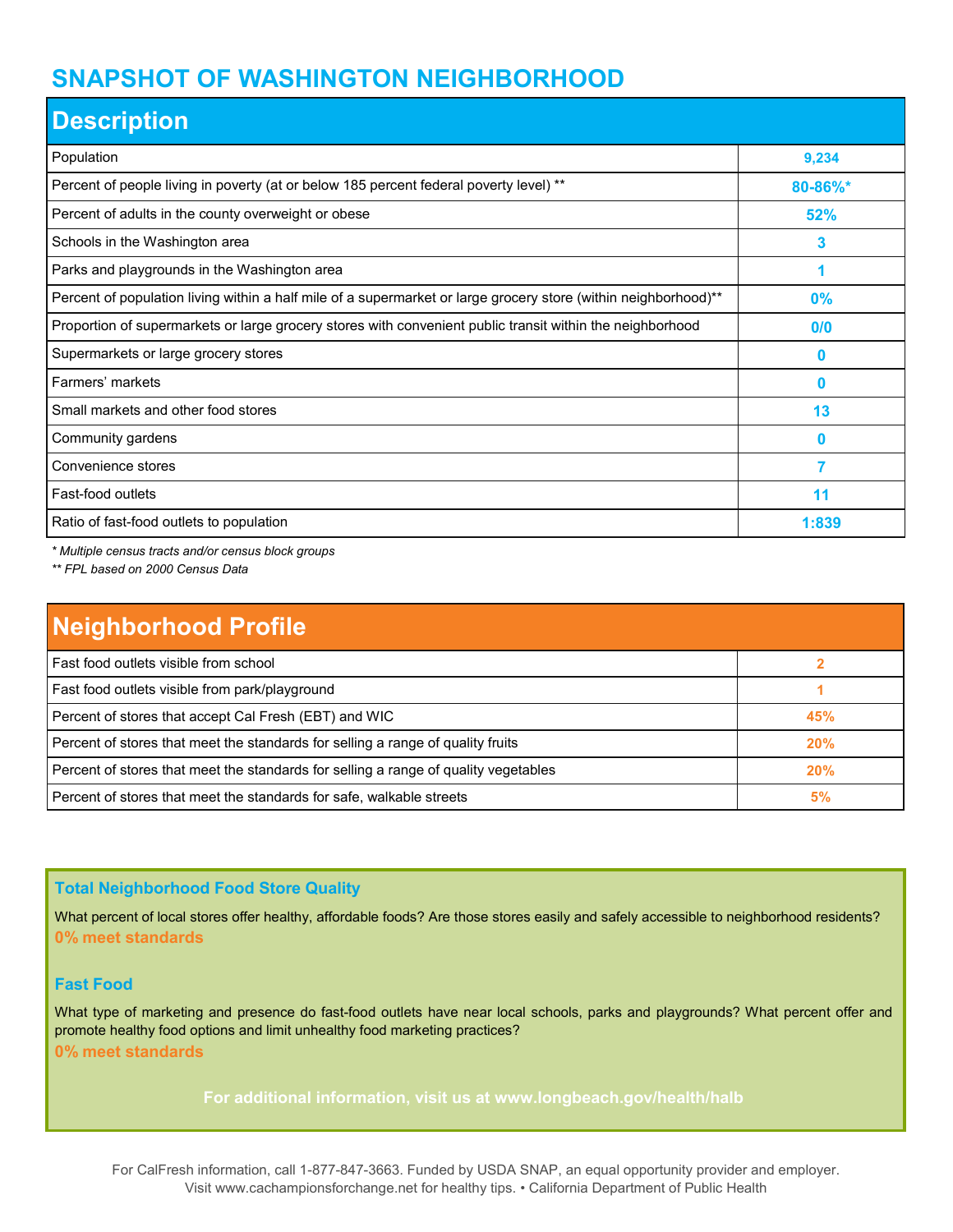# SNAPSHOT OF WASHINGTON NEIGHBORHOOD

| Description | |
|---|---|
| Population | 9,234 |
| Percent of people living in poverty (at or below 185 percent federal poverty level) ** | 80-86%* |
| Percent of adults in the county overweight or obese | 52% |
| Schools in the Washington area | 3 |
| Parks and playgrounds in the Washington area | 1 |
| Percent of population living within a half mile of a supermarket or large grocery store (within neighborhood)** | 0% |
| Proportion of supermarkets or large grocery stores with convenient public transit within the neighborhood | 0/0 |
| Supermarkets or large grocery stores | 0 |
| Farmers' markets | 0 |
| Small markets and other food stores | 13 |
| Community gardens | 0 |
| Convenience stores | 7 |
| Fast-food outlets | 11 |
| Ratio of fast-food outlets to population | 1:839 |

*\* Multiple census tracts and/or census block groups*

*\*\* FPL based on 2000 Census Data*

| Neighborhood Profile | |
|---|---|
| Fast food outlets visible from school | 2 |
| Fast food outlets visible from park/playground | 1 |
| Percent of stores that accept Cal Fresh (EBT) and WIC | 45% |
| Percent of stores that meet the standards for selling a range of quality fruits | 20% |
| Percent of stores that meet the standards for selling a range of quality vegetables | 20% |
| Percent of stores that meet the standards for safe, walkable streets | 5% |

### Total Neighborhood Food Store Quality

What percent of local stores offer healthy, affordable foods? Are those stores easily and safely accessible to neighborhood residents?

**0% meet standards**

### Fast Food

What type of marketing and presence do fast-food outlets have near local schools, parks and playgrounds? What percent offer and promote healthy food options and limit unhealthy food marketing practices?

**0% meet standards**

**For additional information, visit us at www.longbeach.gov/health/halb**

For CalFresh information, call 1-877-847-3663. Funded by USDA SNAP, an equal opportunity provider and employer.
Visit www.cachampionsforchange.net for healthy tips. • California Department of Public Health